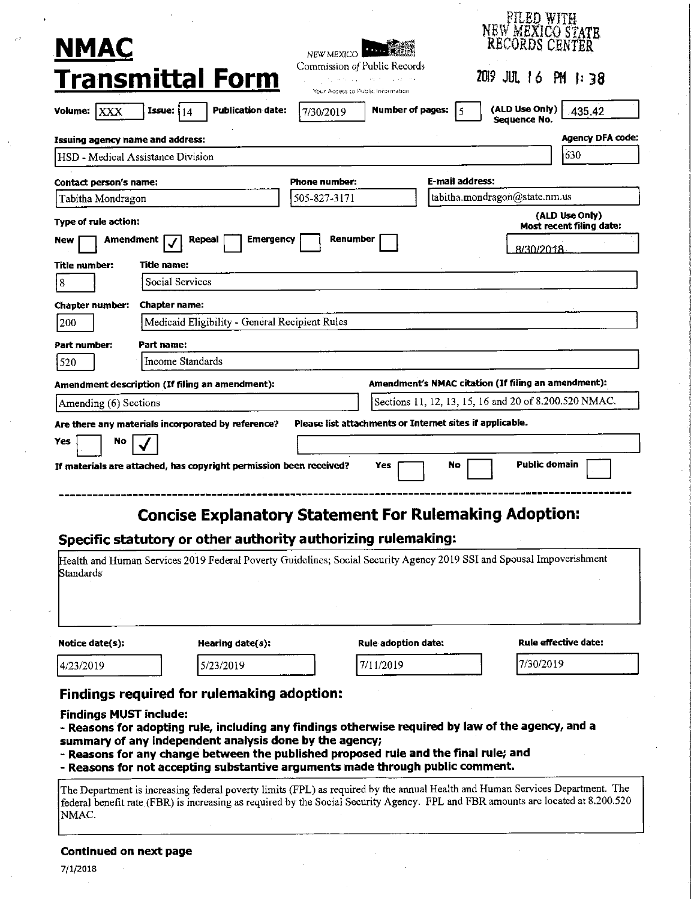# NMAC Transmittal Form

NEW MEXICO Commission of Public Records

Your Access to Public Information

FILED WITH NEW MEXICO STATE RECORDS CENTER

2019 JUL 16 PM 1:38

**Volume:** XXX **Issue:** 14 **Publication date:** 7/30/2019 **Number of pages:** 5 **(ALD Use Only) Sequence No.** 435.42

**Issuing agency name and address:** HSD - Medical Assistance Division

**Agency DFA code:** 630

**Contact person's name:** Tabitha Mondragon

**Phone number:** 505-827-3171

**E-mail address:** tabitha.mondragon@state.nm.us

**Type of rule action:**

New [ ] Amendment [✓] Repeal [ ] Emergency [ ] Renumber [ ]

**(ALD Use Only) Most recent filing date:** 8/30/2018

**Title number:** 8 **Title name:** Social Services

**Chapter number:** 200 **Chapter name:** Medicaid Eligibility - General Recipient Rules

**Part number:** 520 **Part name:** Income Standards

**Amendment description (If filing an amendment):** Amending (6) Sections

**Amendment's NMAC citation (If filing an amendment):** Sections 11, 12, 13, 15, 16 and 20 of 8.200.520 NMAC.

**Are there any materials incorporated by reference?** Yes [ ] No [✓]

**Please list attachments or Internet sites if applicable.**

**If materials are attached, has copyright permission been received?** Yes [ ] No [ ] Public domain [ ]

---

## Concise Explanatory Statement For Rulemaking Adoption:

### Specific statutory or other authority authorizing rulemaking:

Health and Human Services 2019 Federal Poverty Guidelines; Social Security Agency 2019 SSI and Spousal Impoverishment Standards

| Notice date(s): | Hearing date(s): | Rule adoption date: | Rule effective date: |
|---|---|---|---|
| 4/23/2019 | 5/23/2019 | 7/11/2019 | 7/30/2019 |

### Findings required for rulemaking adoption:

**Findings MUST include:**

**- Reasons for adopting rule, including any findings otherwise required by law of the agency, and a summary of any independent analysis done by the agency;**
**- Reasons for any change between the published proposed rule and the final rule; and**
**- Reasons for not accepting substantive arguments made through public comment.**

The Department is increasing federal poverty limits (FPL) as required by the annual Health and Human Services Department. The federal benefit rate (FBR) is increasing as required by the Social Security Agency. FPL and FBR amounts are located at 8.200.520 NMAC.

**Continued on next page**

7/1/2018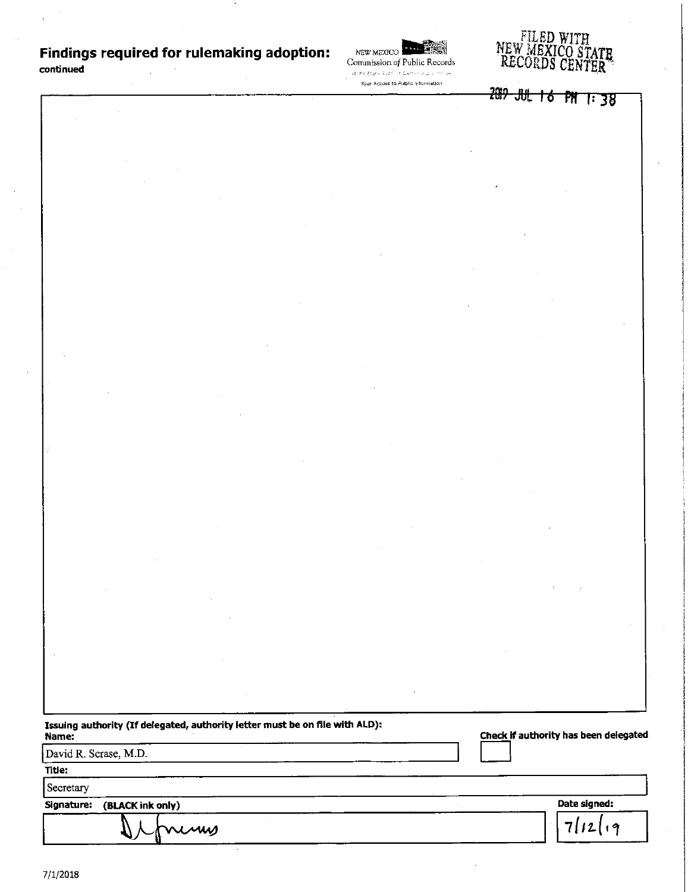## Findings required for rulemaking adoption:

**continued**

NEW MEXICO Commission of Public Records
Your Access to Public Information

FILED WITH
NEW MEXICO STATE
RECORDS CENTER

2019 JUL 16 PM 1:38

**Issuing authority (If delegated, authority letter must be on file with ALD):**

**Name:**

David R. Scrase, M.D.

**Check if authority has been delegated**

**Title:**

Secretary

**Signature: (BLACK ink only)**

**Date signed:**

7/12/19

7/1/2018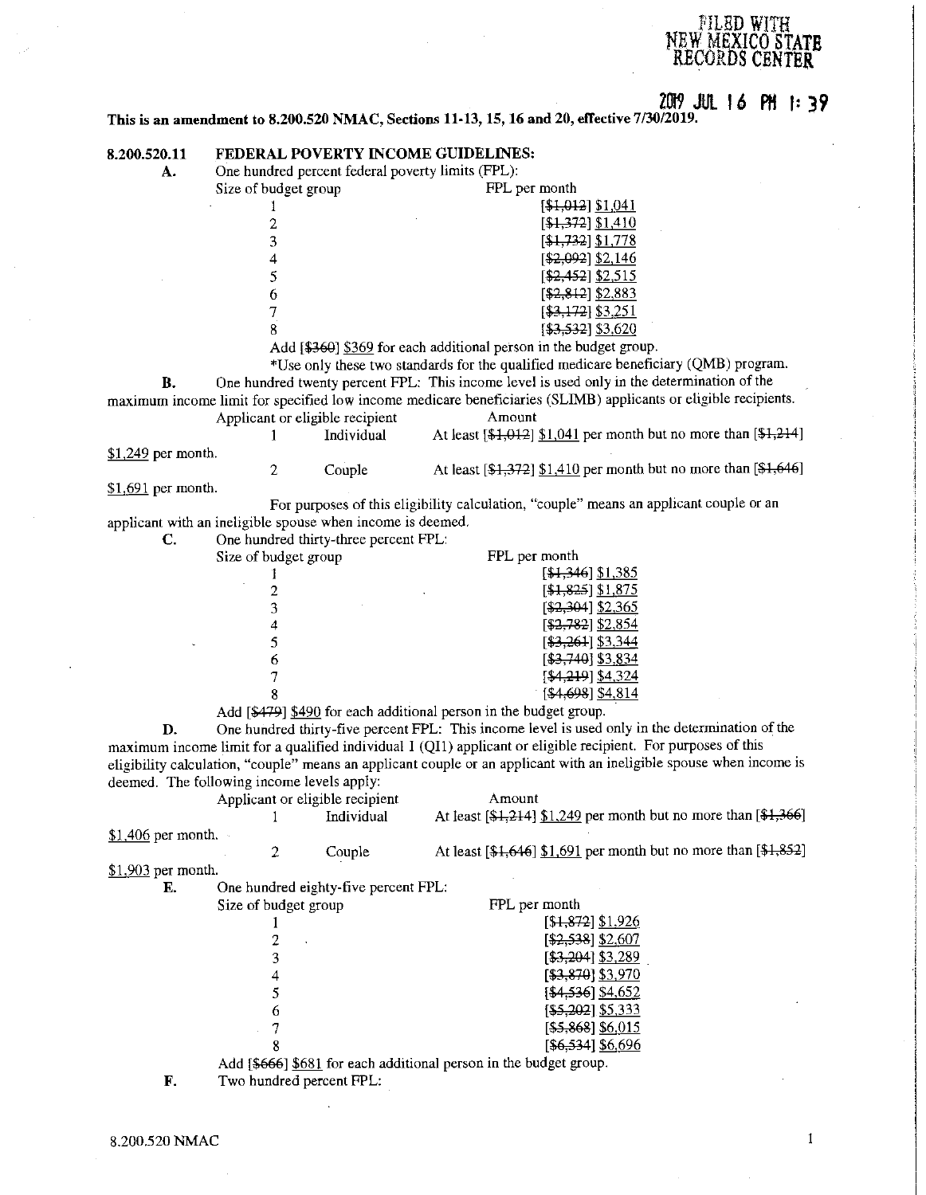FILED WITH NEW MEXICO STATE RECORDS CENTER

2019 JUL 16 PM 1:39

**This is an amendment to 8.200.520 NMAC, Sections 11-13, 15, 16 and 20, effective 7/30/2019.**

**8.200.520.11 FEDERAL POVERTY INCOME GUIDELINES:**

**A.** One hundred percent federal poverty limits (FPL):

| Size of budget group | FPL per month |
|---|---|
| 1 | [~~$1,012~~] <u>$1,041</u> |
| 2 | [~~$1,372~~] <u>$1,410</u> |
| 3 | [~~$1,732~~] <u>$1,778</u> |
| 4 | [~~$2,092~~] <u>$2,146</u> |
| 5 | [~~$2,452~~] <u>$2,515</u> |
| 6 | [~~$2,812~~] <u>$2,883</u> |
| 7 | [~~$3,172~~] <u>$3,251</u> |
| 8 | [~~$3,532~~] <u>$3,620</u> |

Add [~~$360~~] <u>$369</u> for each additional person in the budget group.

*Use only these two standards for the qualified medicare beneficiary (QMB) program.

**B.** One hundred twenty percent FPL: This income level is used only in the determination of the maximum income limit for specified low income medicare beneficiaries (SLIMB) applicants or eligible recipients.

| Applicant or eligible recipient | | Amount |
|---|---|---|
| 1 | Individual | At least [~~$1,012~~] <u>$1,041</u> per month but no more than [~~$1,214~~] <u>$1,249</u> per month. |
| 2 | Couple | At least [~~$1,372~~] <u>$1,410</u> per month but no more than [~~$1,646~~] <u>$1,691</u> per month. |

For purposes of this eligibility calculation, "couple" means an applicant couple or an applicant with an ineligible spouse when income is deemed.

**C.** One hundred thirty-three percent FPL:

| Size of budget group | FPL per month |
|---|---|
| 1 | [~~$1,346~~] <u>$1,385</u> |
| 2 | [~~$1,825~~] <u>$1,875</u> |
| 3 | [~~$2,304~~] <u>$2,365</u> |
| 4 | [~~$2,782~~] <u>$2,854</u> |
| 5 | [~~$3,261~~] <u>$3,344</u> |
| 6 | [~~$3,740~~] <u>$3,834</u> |
| 7 | [~~$4,219~~] <u>$4,324</u> |
| 8 | [~~$4,698~~] <u>$4,814</u> |

Add [~~$479~~] <u>$490</u> for each additional person in the budget group.

**D.** One hundred thirty-five percent FPL: This income level is used only in the determination of the maximum income limit for a qualified individual 1 (QI1) applicant or eligible recipient. For purposes of this eligibility calculation, "couple" means an applicant couple or an applicant with an ineligible spouse when income is deemed. The following income levels apply:

| Applicant or eligible recipient | | Amount |
|---|---|---|
| 1 | Individual | At least [~~$1,214~~] <u>$1,249</u> per month but no more than [~~$1,366~~] <u>$1,406</u> per month. |
| 2 | Couple | At least [~~$1,646~~] <u>$1,691</u> per month but no more than [~~$1,852~~] <u>$1,903</u> per month. |

**E.** One hundred eighty-five percent FPL:

| Size of budget group | FPL per month |
|---|---|
| 1 | [~~$1,872~~] <u>$1,926</u> |
| 2 | [~~$2,538~~] <u>$2,607</u> |
| 3 | [~~$3,204~~] <u>$3,289</u> |
| 4 | [~~$3,870~~] <u>$3,970</u> |
| 5 | [~~$4,536~~] <u>$4,652</u> |
| 6 | [~~$5,202~~] <u>$5,333</u> |
| 7 | [~~$5,868~~] <u>$6,015</u> |
| 8 | [~~$6,534~~] <u>$6,696</u> |

Add [~~$666~~] <u>$681</u> for each additional person in the budget group.

**F.** Two hundred percent FPL: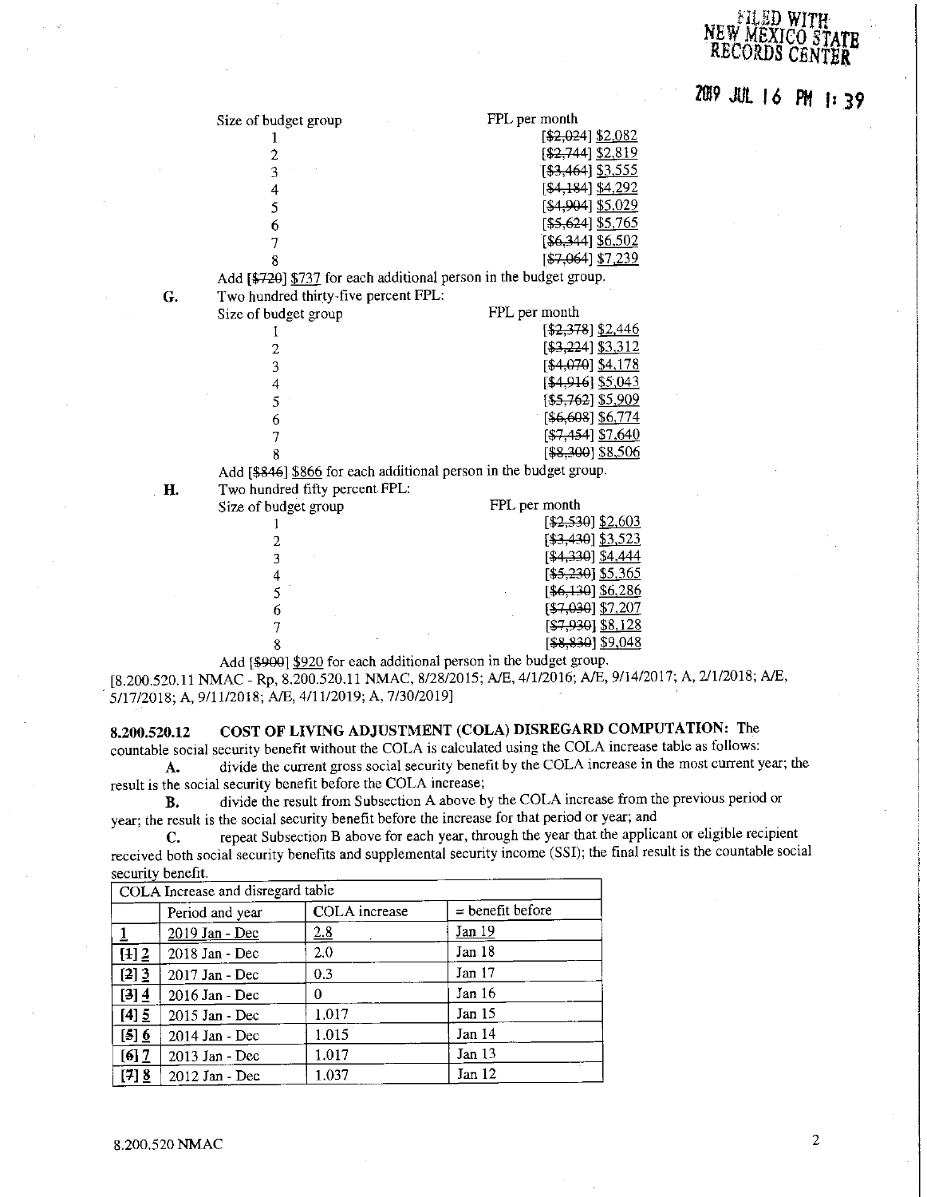| Size of budget group | FPL per month |
|---|---|
| 1 | [~~$2,024~~] $2,082 |
| 2 | [~~$2,744~~] $2,819 |
| 3 | [~~$3,464~~] $3,555 |
| 4 | [~~$4,184~~] $4,292 |
| 5 | [~~$4,904~~] $5,029 |
| 6 | [~~$5,624~~] $5,765 |
| 7 | [~~$6,344~~] $6,502 |
| 8 | [~~$7,064~~] $7,239 |

Add [~~$720~~] $737 for each additional person in the budget group.

**G.** Two hundred thirty-five percent FPL:

| Size of budget group | FPL per month |
|---|---|
| 1 | [~~$2,378~~] $2,446 |
| 2 | [~~$3,224~~] $3,312 |
| 3 | [~~$4,070~~] $4,178 |
| 4 | [~~$4,916~~] $5,043 |
| 5 | [~~$5,762~~] $5,909 |
| 6 | [~~$6,608~~] $6,774 |
| 7 | [~~$7,454~~] $7,640 |
| 8 | [~~$8,300~~] $8,506 |

Add [~~$846~~] $866 for each additional person in the budget group.

**H.** Two hundred fifty percent FPL:

| Size of budget group | FPL per month |
|---|---|
| 1 | [~~$2,530~~] $2,603 |
| 2 | [~~$3,430~~] $3,523 |
| 3 | [~~$4,330~~] $4,444 |
| 4 | [~~$5,230~~] $5,365 |
| 5 | [~~$6,130~~] $6,286 |
| 6 | [~~$7,030~~] $7,207 |
| 7 | [~~$7,930~~] $8,128 |
| 8 | [~~$8,830~~] $9,048 |

Add [~~$900~~] $920 for each additional person in the budget group.

[8.200.520.11 NMAC - Rp, 8.200.520.11 NMAC, 8/28/2015; A/E, 4/1/2016; A/E, 9/14/2017; A, 2/1/2018; A/E, 5/17/2018; A, 9/11/2018; A/E, 4/11/2019; A, 7/30/2019]

**8.200.520.12 COST OF LIVING ADJUSTMENT (COLA) DISREGARD COMPUTATION:** The countable social security benefit without the COLA is calculated using the COLA increase table as follows:

**A.** divide the current gross social security benefit by the COLA increase in the most current year; the result is the social security benefit before the COLA increase;

**B.** divide the result from Subsection A above by the COLA increase from the previous period or year; the result is the social security benefit before the increase for that period or year; and

**C.** repeat Subsection B above for each year, through the year that the applicant or eligible recipient received both social security benefits and supplemental security income (SSI); the final result is the countable social security benefit.

| COLA Increase and disregard table | | | |
|---|---|---|---|
| | Period and year | COLA increase | = benefit before |
| 1 | 2019 Jan - Dec | 2.8 | Jan 19 |
| [~~1~~] 2 | 2018 Jan - Dec | 2.0 | Jan 18 |
| [~~2~~] 3 | 2017 Jan - Dec | 0.3 | Jan 17 |
| [~~3~~] 4 | 2016 Jan - Dec | 0 | Jan 16 |
| [~~4~~] 5 | 2015 Jan - Dec | 1.017 | Jan 15 |
| [~~5~~] 6 | 2014 Jan - Dec | 1.015 | Jan 14 |
| [~~6~~] 7 | 2013 Jan - Dec | 1.017 | Jan 13 |
| [~~7~~] 8 | 2012 Jan - Dec | 1.037 | Jan 12 |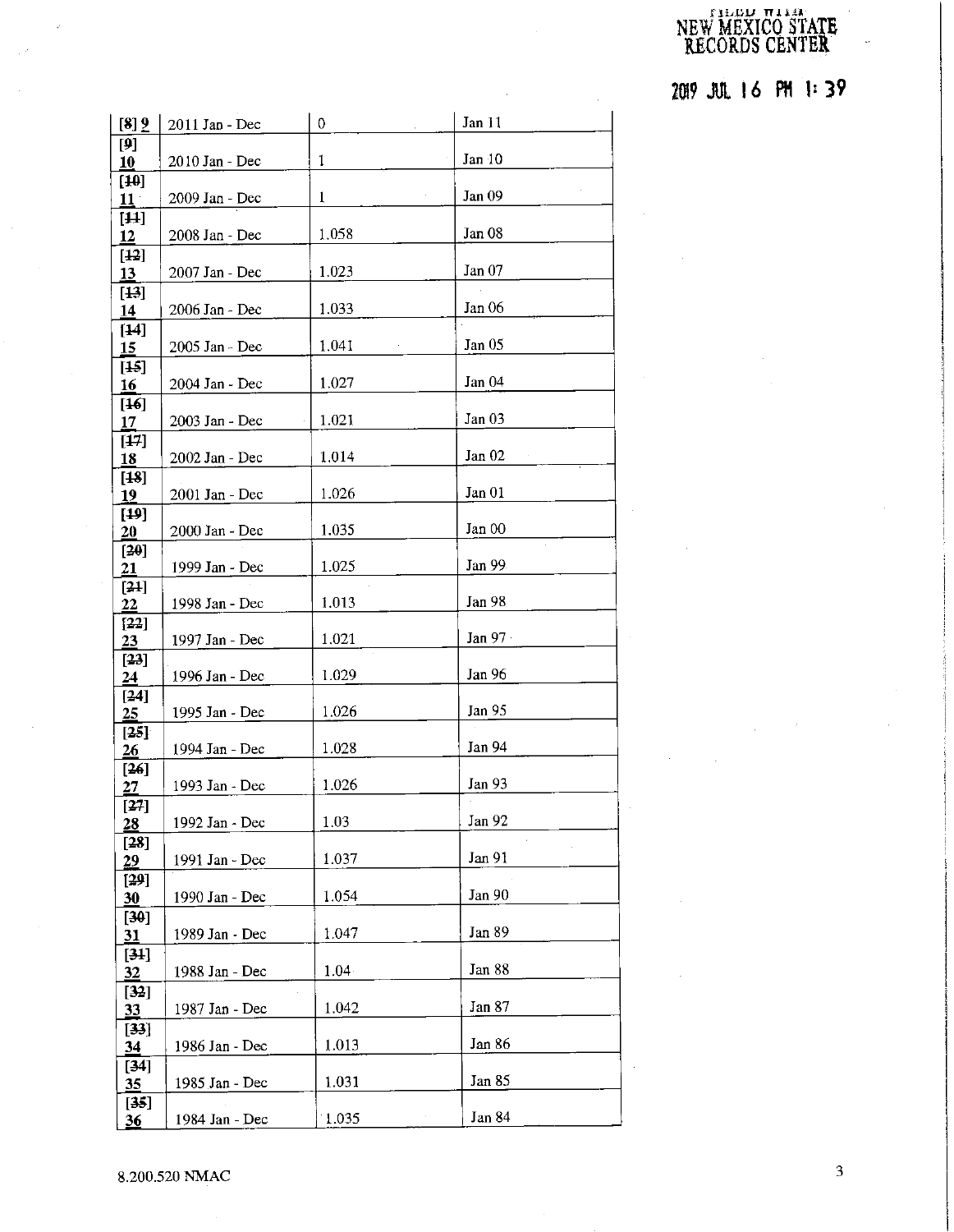FILED WITH NEW MEXICO STATE RECORDS CENTER

2019 JUL 16 PM 1:39

| | | | |
|---|---|---|---|
| [8] 9 | 2011 Jan - Dec | 0 | Jan 11 |
| [~~9~~] 10 | 2010 Jan - Dec | 1 | Jan 10 |
| [~~10~~] 11 | 2009 Jan - Dec | 1 | Jan 09 |
| [~~11~~] 12 | 2008 Jan - Dec | 1.058 | Jan 08 |
| [~~12~~] 13 | 2007 Jan - Dec | 1.023 | Jan 07 |
| [~~13~~] 14 | 2006 Jan - Dec | 1.033 | Jan 06 |
| [~~14~~] 15 | 2005 Jan - Dec | 1.041 | Jan 05 |
| [~~15~~] 16 | 2004 Jan - Dec | 1.027 | Jan 04 |
| [~~16~~] 17 | 2003 Jan - Dec | 1.021 | Jan 03 |
| [~~17~~] 18 | 2002 Jan - Dec | 1.014 | Jan 02 |
| [~~18~~] 19 | 2001 Jan - Dec | 1.026 | Jan 01 |
| [~~19~~] 20 | 2000 Jan - Dec | 1.035 | Jan 00 |
| [~~20~~] 21 | 1999 Jan - Dec | 1.025 | Jan 99 |
| [~~21~~] 22 | 1998 Jan - Dec | 1.013 | Jan 98 |
| [~~22~~] 23 | 1997 Jan - Dec | 1.021 | Jan 97 |
| [~~23~~] 24 | 1996 Jan - Dec | 1.029 | Jan 96 |
| [~~24~~] 25 | 1995 Jan - Dec | 1.026 | Jan 95 |
| [~~25~~] 26 | 1994 Jan - Dec | 1.028 | Jan 94 |
| [~~26~~] 27 | 1993 Jan - Dec | 1.026 | Jan 93 |
| [~~27~~] 28 | 1992 Jan - Dec | 1.03 | Jan 92 |
| [~~28~~] 29 | 1991 Jan - Dec | 1.037 | Jan 91 |
| [~~29~~] 30 | 1990 Jan - Dec | 1.054 | Jan 90 |
| [~~30~~] 31 | 1989 Jan - Dec | 1.047 | Jan 89 |
| [~~31~~] 32 | 1988 Jan - Dec | 1.04 | Jan 88 |
| [~~32~~] 33 | 1987 Jan - Dec | 1.042 | Jan 87 |
| [~~33~~] 34 | 1986 Jan - Dec | 1.013 | Jan 86 |
| [~~34~~] 35 | 1985 Jan - Dec | 1.031 | Jan 85 |
| [~~35~~] 36 | 1984 Jan - Dec | 1.035 | Jan 84 |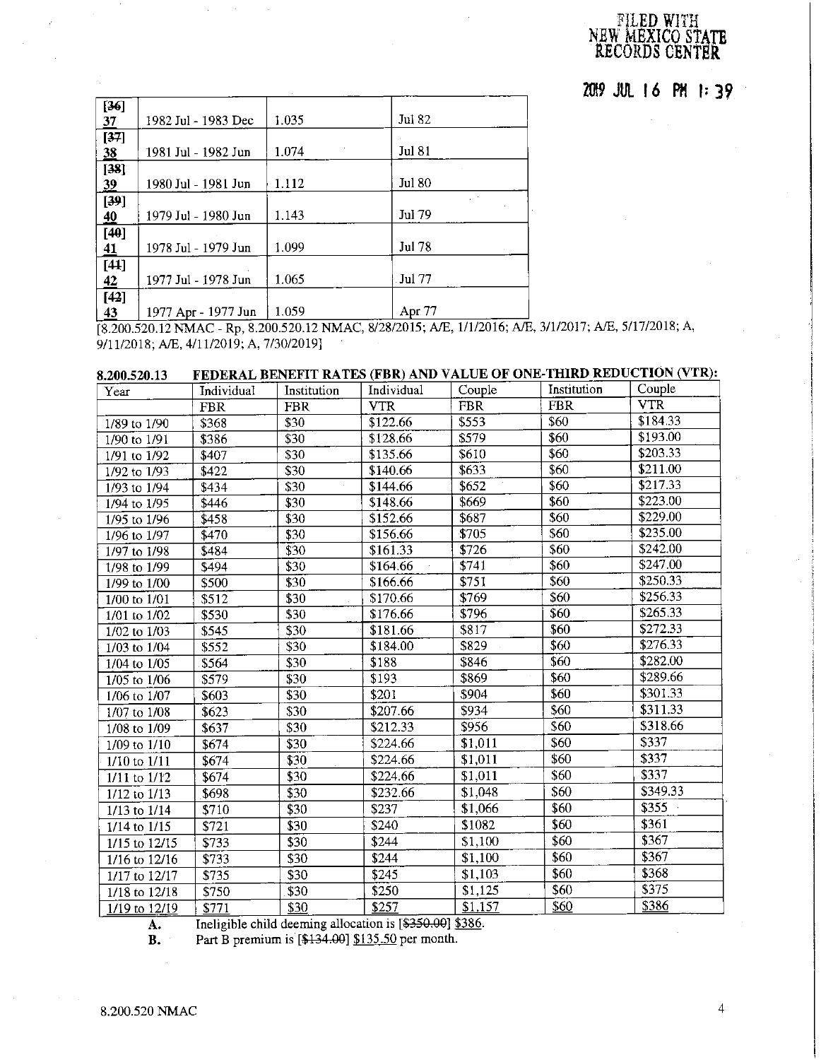FILED WITH NEW MEXICO STATE RECORDS CENTER

2019 JUL 16 PM 1:39

| | | | |
|---|---|---|---|
| [36] 37 | 1982 Jul - 1983 Dec | 1.035 | Jul 82 |
| [37] 38 | 1981 Jul - 1982 Jun | 1.074 | Jul 81 |
| [38] 39 | 1980 Jul - 1981 Jun | 1.112 | Jul 80 |
| [39] 40 | 1979 Jul - 1980 Jun | 1.143 | Jul 79 |
| [40] 41 | 1978 Jul - 1979 Jun | 1.099 | Jul 78 |
| [41] 42 | 1977 Jul - 1978 Jun | 1.065 | Jul 77 |
| [42] 43 | 1977 Apr - 1977 Jun | 1.059 | Apr 77 |

[8.200.520.12 NMAC - Rp, 8.200.520.12 NMAC, 8/28/2015; A/E, 1/1/2016; A/E, 3/1/2017; A/E, 5/17/2018; A, 9/11/2018; A/E, 4/11/2019; A, 7/30/2019]

**8.200.520.13 FEDERAL BENEFIT RATES (FBR) AND VALUE OF ONE-THIRD REDUCTION (VTR):**

| Year | Individual FBR | Institution FBR | Individual VTR | Couple FBR | Institution FBR | Couple VTR |
|---|---|---|---|---|---|---|
| 1/89 to 1/90 | $368 | $30 | $122.66 | $553 | $60 | $184.33 |
| 1/90 to 1/91 | $386 | $30 | $128.66 | $579 | $60 | $193.00 |
| 1/91 to 1/92 | $407 | $30 | $135.66 | $610 | $60 | $203.33 |
| 1/92 to 1/93 | $422 | $30 | $140.66 | $633 | $60 | $211.00 |
| 1/93 to 1/94 | $434 | $30 | $144.66 | $652 | $60 | $217.33 |
| 1/94 to 1/95 | $446 | $30 | $148.66 | $669 | $60 | $223.00 |
| 1/95 to 1/96 | $458 | $30 | $152.66 | $687 | $60 | $229.00 |
| 1/96 to 1/97 | $470 | $30 | $156.66 | $705 | $60 | $235.00 |
| 1/97 to 1/98 | $484 | $30 | $161.33 | $726 | $60 | $242.00 |
| 1/98 to 1/99 | $494 | $30 | $164.66 | $741 | $60 | $247.00 |
| 1/99 to 1/00 | $500 | $30 | $166.66 | $751 | $60 | $250.33 |
| 1/00 to 1/01 | $512 | $30 | $170.66 | $769 | $60 | $256.33 |
| 1/01 to 1/02 | $530 | $30 | $176.66 | $796 | $60 | $265.33 |
| 1/02 to 1/03 | $545 | $30 | $181.66 | $817 | $60 | $272.33 |
| 1/03 to 1/04 | $552 | $30 | $184.00 | $829 | $60 | $276.33 |
| 1/04 to 1/05 | $564 | $30 | $188 | $846 | $60 | $282.00 |
| 1/05 to 1/06 | $579 | $30 | $193 | $869 | $60 | $289.66 |
| 1/06 to 1/07 | $603 | $30 | $201 | $904 | $60 | $301.33 |
| 1/07 to 1/08 | $623 | $30 | $207.66 | $934 | $60 | $311.33 |
| 1/08 to 1/09 | $637 | $30 | $212.33 | $956 | $60 | $318.66 |
| 1/09 to 1/10 | $674 | $30 | $224.66 | $1,011 | $60 | $337 |
| 1/10 to 1/11 | $674 | $30 | $224.66 | $1,011 | $60 | $337 |
| 1/11 to 1/12 | $674 | $30 | $224.66 | $1,011 | $60 | $337 |
| 1/12 to 1/13 | $698 | $30 | $232.66 | $1,048 | $60 | $349.33 |
| 1/13 to 1/14 | $710 | $30 | $237 | $1,066 | $60 | $355 |
| 1/14 to 1/15 | $721 | $30 | $240 | $1082 | $60 | $361 |
| 1/15 to 12/15 | $733 | $30 | $244 | $1,100 | $60 | $367 |
| 1/16 to 12/16 | $733 | $30 | $244 | $1,100 | $60 | $367 |
| 1/17 to 12/17 | $735 | $30 | $245 | $1,103 | $60 | $368 |
| 1/18 to 12/18 | $750 | $30 | $250 | $1,125 | $60 | $375 |
| 1/19 to 12/19 | $771 | $30 | $257 | $1,157 | $60 | $386 |

**A.** Ineligible child deeming allocation is [~~$350.00~~] $386.

**B.** Part B premium is [~~$134.00~~] $135.50 per month.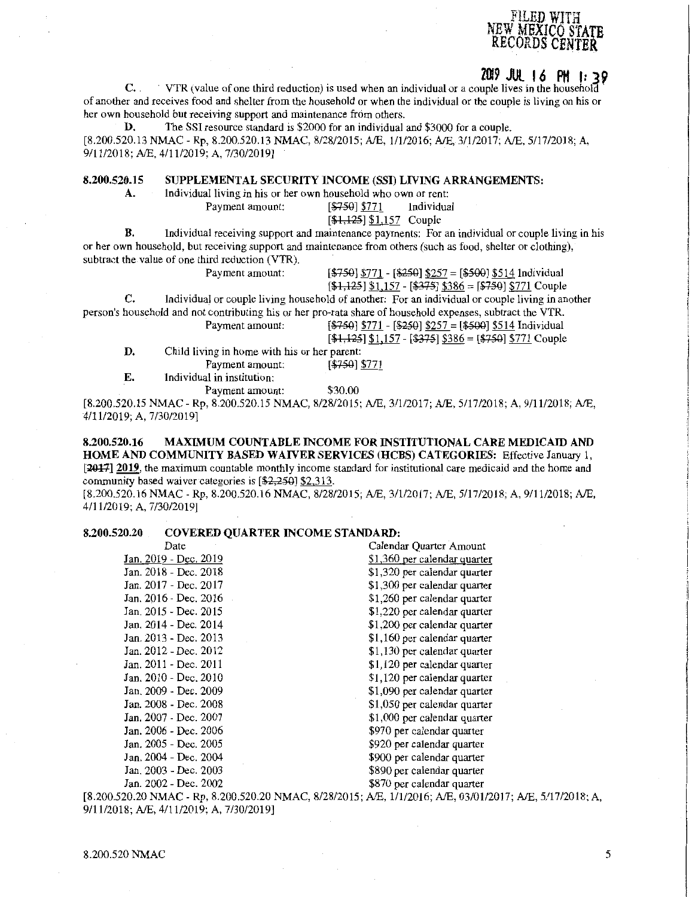FILED WITH
NEW MEXICO STATE
RECORDS CENTER

2019 JUL 16 PM 1:39

**C.** VTR (value of one third reduction) is used when an individual or a couple lives in the household of another and receives food and shelter from the household or when the individual or the couple is living on his or her own household but receiving support and maintenance from others.

**D.** The SSI resource standard is $2000 for an individual and $3000 for a couple.

[8.200.520.13 NMAC - Rp, 8.200.520.13 NMAC, 8/28/2015; A/E, 1/1/2016; A/E, 3/1/2017; A/E, 5/17/2018; A, 9/11/2018; A/E, 4/11/2019; A, 7/30/2019]

**8.200.520.15 SUPPLEMENTAL SECURITY INCOME (SSI) LIVING ARRANGEMENTS:**

**A.** Individual living in his or her own household who own or rent:

Payment amount: [~~$750~~] $771 Individual
[~~$1,125~~] $1,157 Couple

**B.** Individual receiving support and maintenance payments: For an individual or couple living in his or her own household, but receiving support and maintenance from others (such as food, shelter or clothing), subtract the value of one third reduction (VTR).

Payment amount: [~~$750~~] $771 - [~~$250~~] $257 = [~~$500~~] $514 Individual
[~~$1,125~~] $1,157 - [~~$375~~] $386 = [~~$750~~] $771 Couple

**C.** Individual or couple living household of another: For an individual or couple living in another person's household and not contributing his or her pro-rata share of household expenses, subtract the VTR.

Payment amount: [~~$750~~] $771 - [~~$250~~] $257 = [~~$500~~] $514 Individual
[~~$1,125~~] $1,157 - [~~$375~~] $386 = [~~$750~~] $771 Couple

**D.** Child living in home with his or her parent:

Payment amount: [~~$750~~] $771

**E.** Individual in institution:

Payment amount: $30.00

[8.200.520.15 NMAC - Rp, 8.200.520.15 NMAC, 8/28/2015; A/E, 3/1/2017; A/E, 5/17/2018; A, 9/11/2018; A/E, 4/11/2019; A, 7/30/2019]

**8.200.520.16 MAXIMUM COUNTABLE INCOME FOR INSTITUTIONAL CARE MEDICAID AND HOME AND COMMUNITY BASED WAIVER SERVICES (HCBS) CATEGORIES:** Effective January 1, [~~2017~~] **2019**, the maximum countable monthly income standard for institutional care medicaid and the home and community based waiver categories is [~~$2,250~~] $2,313.

[8.200.520.16 NMAC - Rp, 8.200.520.16 NMAC, 8/28/2015; A/E, 3/1/2017; A/E, 5/17/2018; A, 9/11/2018; A/E, 4/11/2019; A, 7/30/2019]

**8.200.520.20 COVERED QUARTER INCOME STANDARD:**

| Date | Calendar Quarter Amount |
|---|---|
| Jan. 2019 - Dec. 2019 | $1,360 per calendar quarter |
| Jan. 2018 - Dec. 2018 | $1,320 per calendar quarter |
| Jan. 2017 - Dec. 2017 | $1,300 per calendar quarter |
| Jan. 2016 - Dec. 2016 | $1,260 per calendar quarter |
| Jan. 2015 - Dec. 2015 | $1,220 per calendar quarter |
| Jan. 2014 - Dec. 2014 | $1,200 per calendar quarter |
| Jan. 2013 - Dec. 2013 | $1,160 per calendar quarter |
| Jan. 2012 - Dec. 2012 | $1,130 per calendar quarter |
| Jan. 2011 - Dec. 2011 | $1,120 per calendar quarter |
| Jan. 2010 - Dec. 2010 | $1,120 per calendar quarter |
| Jan. 2009 - Dec. 2009 | $1,090 per calendar quarter |
| Jan. 2008 - Dec. 2008 | $1,050 per calendar quarter |
| Jan. 2007 - Dec. 2007 | $1,000 per calendar quarter |
| Jan. 2006 - Dec. 2006 | $970 per calendar quarter |
| Jan. 2005 - Dec. 2005 | $920 per calendar quarter |
| Jan. 2004 - Dec. 2004 | $900 per calendar quarter |
| Jan. 2003 - Dec. 2003 | $890 per calendar quarter |
| Jan. 2002 - Dec. 2002 | $870 per calendar quarter |

[8.200.520.20 NMAC - Rp, 8.200.520.20 NMAC, 8/28/2015; A/E, 1/1/2016; A/E, 03/01/2017; A/E, 5/17/2018; A, 9/11/2018; A/E, 4/11/2019; A, 7/30/2019]